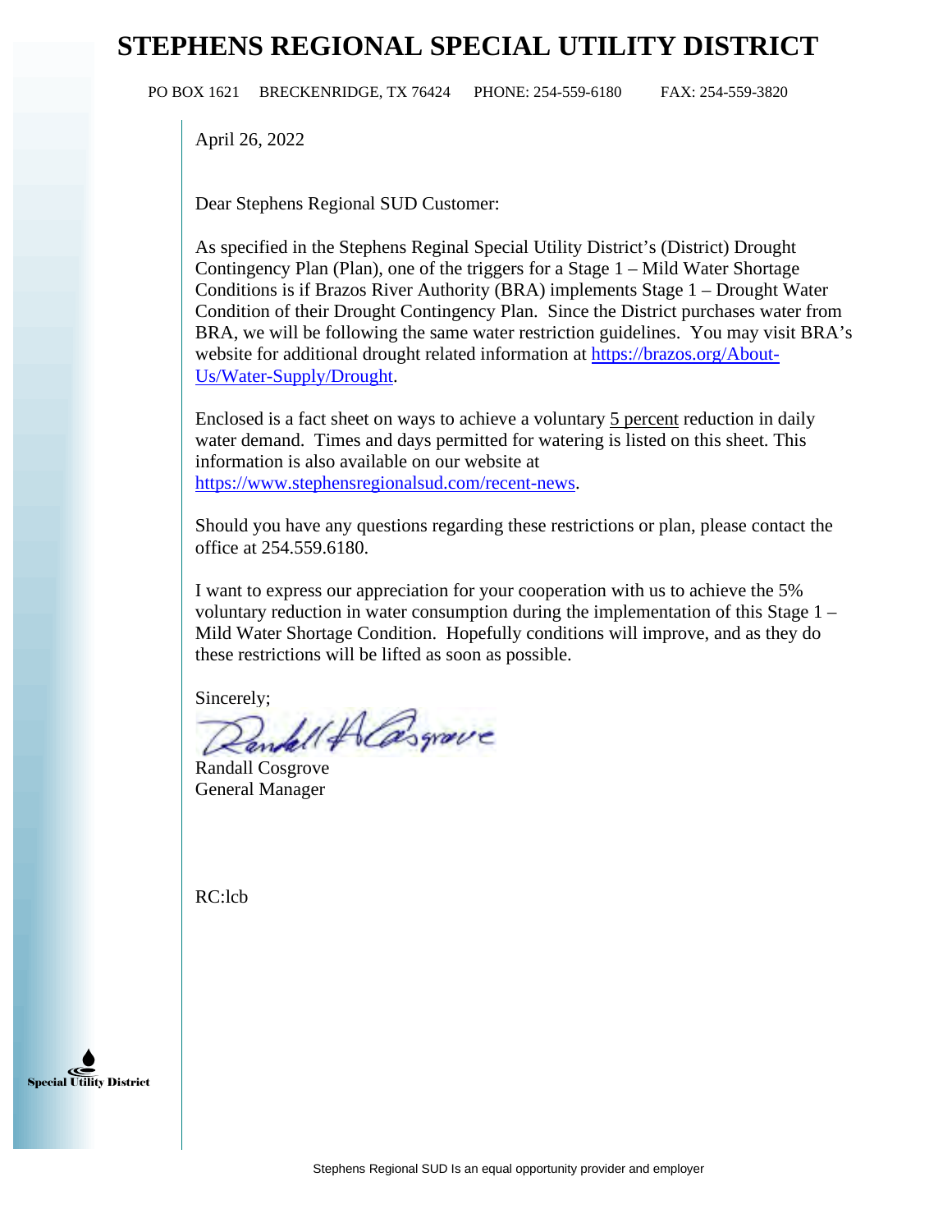# STEPHENS REGIONAL SPECIAL UTILITY DISTRICT

PO BOX 1621 BRECKENRIDGE, TX 76424 PHONE: 254-559-6180 FAX: 254-559-3820

April 26, 2022

Dear Stephens Regional SUD Customer:

As specified in the Stephens Reginal Special Utility District's (District) Drought Contingency Plan (Plan), one of the triggers for a Stage 1 – Mild Water Shortage Conditions is if Brazos River Authority (BRA) implements Stage 1 – Drought Water Condition of their Drought Contingency Plan. Since the District purchases water from BRA, we will be following the same water restriction guidelines. You may visit BRA's website for additional drought related information at [https://brazos.org/About-Us/Water-Supply/Drought](https://brazos.org/About-Us/Water-Supply/Drought).

Enclosed is a fact sheet on ways to achieve a voluntary 5 percent reduction in daily water demand. Times and days permitted for watering is listed on this sheet. This information is also available on our website at [https://www.stephensregionalsud.com/recent-news](https://www.stephensregionalsud.com/recent-news).

Should you have any questions regarding these restrictions or plan, please contact the office at 254.559.6180.

I want to express our appreciation for your cooperation with us to achieve the 5% voluntary reduction in water consumption during the implementation of this Stage 1 – Mild Water Shortage Condition. Hopefully conditions will improve, and as they do these restrictions will be lifted as soon as possible.

Sincerely;

Randall Cosgrove
General Manager

RC:lcb

Special Utility District

Stephens Regional SUD Is an equal opportunity provider and employer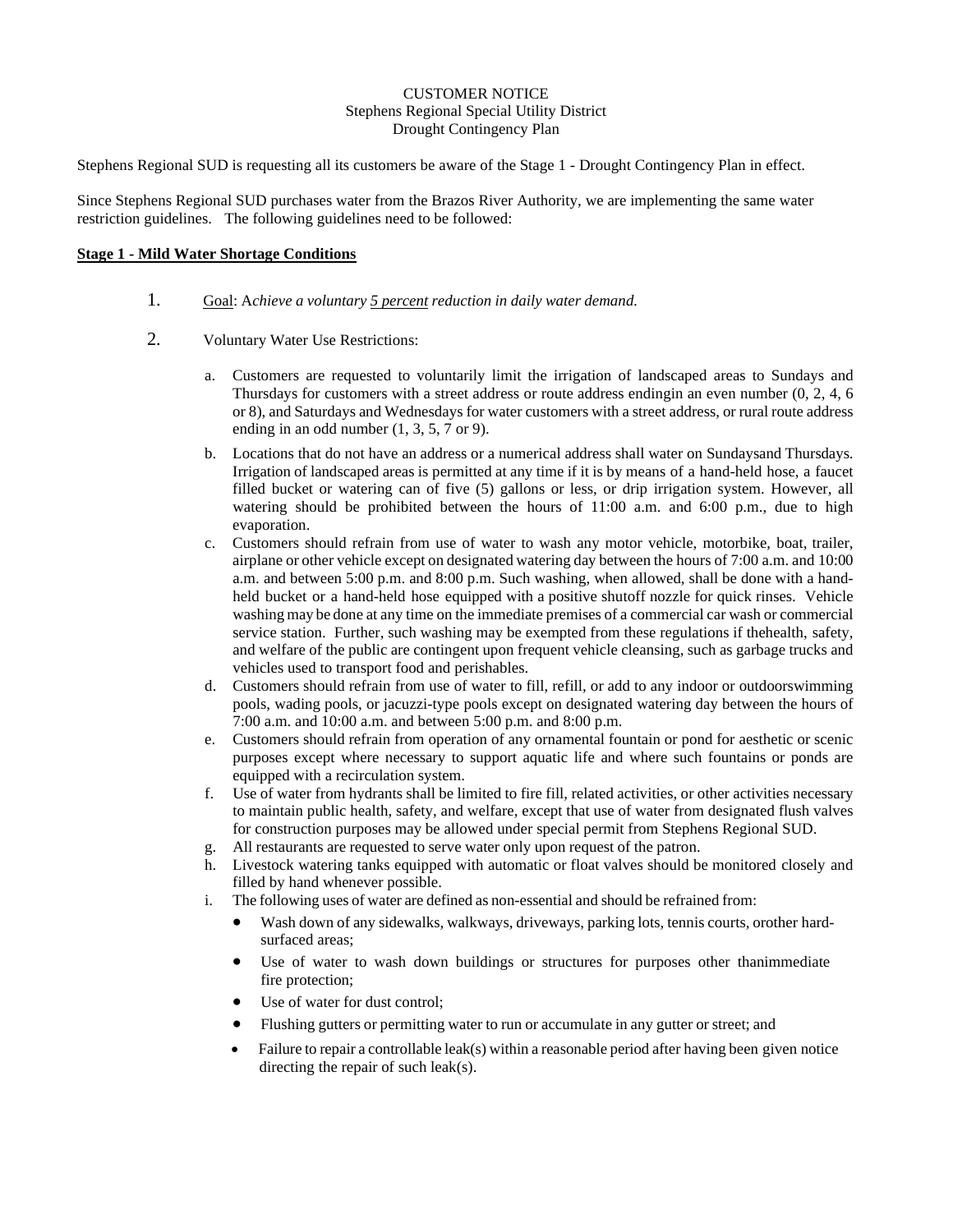CUSTOMER NOTICE
Stephens Regional Special Utility District
Drought Contingency Plan

Stephens Regional SUD is requesting all its customers be aware of the Stage 1 - Drought Contingency Plan in effect.

Since Stephens Regional SUD purchases water from the Brazos River Authority, we are implementing the same water restriction guidelines. The following guidelines need to be followed:

**Stage 1 - Mild Water Shortage Conditions**

1. Goal: A*chieve a voluntary 5 percent reduction in daily water demand.*

2. Voluntary Water Use Restrictions:

   a. Customers are requested to voluntarily limit the irrigation of landscaped areas to Sundays and Thursdays for customers with a street address or route address endingin an even number (0, 2, 4, 6 or 8), and Saturdays and Wednesdays for water customers with a street address, or rural route address ending in an odd number (1, 3, 5, 7 or 9).

   b. Locations that do not have an address or a numerical address shall water on Sundaysand Thursdays. Irrigation of landscaped areas is permitted at any time if it is by means of a hand-held hose, a faucet filled bucket or watering can of five (5) gallons or less, or drip irrigation system. However, all watering should be prohibited between the hours of 11:00 a.m. and 6:00 p.m., due to high evaporation.

   c. Customers should refrain from use of water to wash any motor vehicle, motorbike, boat, trailer, airplane or other vehicle except on designated watering day between the hours of 7:00 a.m. and 10:00 a.m. and between 5:00 p.m. and 8:00 p.m. Such washing, when allowed, shall be done with a hand-held bucket or a hand-held hose equipped with a positive shutoff nozzle for quick rinses. Vehicle washing may be done at any time on the immediate premises of a commercial car wash or commercial service station. Further, such washing may be exempted from these regulations if thehealth, safety, and welfare of the public are contingent upon frequent vehicle cleansing, such as garbage trucks and vehicles used to transport food and perishables.

   d. Customers should refrain from use of water to fill, refill, or add to any indoor or outdoorswimming pools, wading pools, or jacuzzi-type pools except on designated watering day between the hours of 7:00 a.m. and 10:00 a.m. and between 5:00 p.m. and 8:00 p.m.

   e. Customers should refrain from operation of any ornamental fountain or pond for aesthetic or scenic purposes except where necessary to support aquatic life and where such fountains or ponds are equipped with a recirculation system.

   f. Use of water from hydrants shall be limited to fire fill, related activities, or other activities necessary to maintain public health, safety, and welfare, except that use of water from designated flush valves for construction purposes may be allowed under special permit from Stephens Regional SUD.

   g. All restaurants are requested to serve water only upon request of the patron.

   h. Livestock watering tanks equipped with automatic or float valves should be monitored closely and filled by hand whenever possible.

   i. The following uses of water are defined as non-essential and should be refrained from:

      - Wash down of any sidewalks, walkways, driveways, parking lots, tennis courts, orother hard-surfaced areas;
      - Use of water to wash down buildings or structures for purposes other thanimmediate fire protection;
      - Use of water for dust control;
      - Flushing gutters or permitting water to run or accumulate in any gutter or street; and
      - Failure to repair a controllable leak(s) within a reasonable period after having been given notice directing the repair of such leak(s).